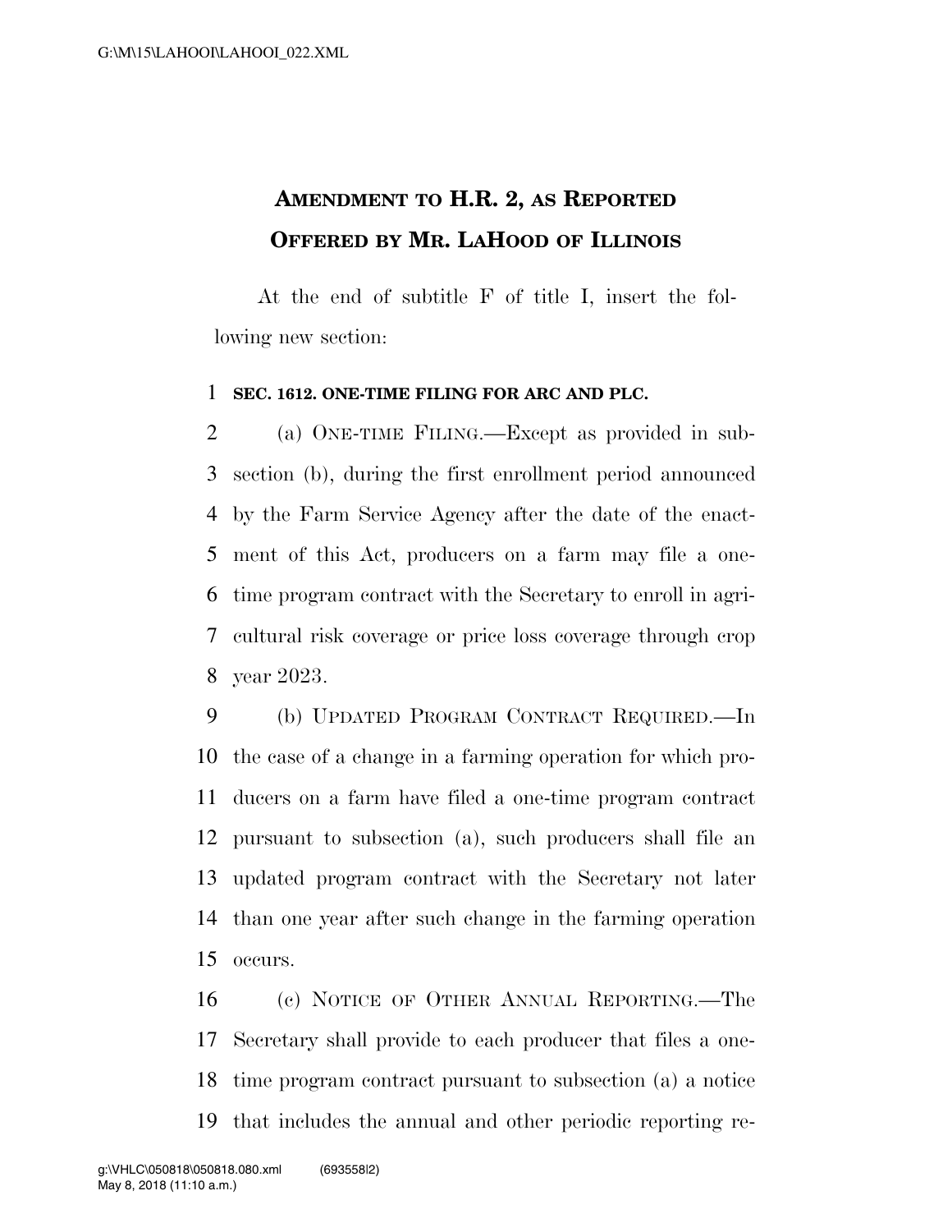# Amendment to H.R. 2, as Reported Offered by Mr. LaHood of Illinois

At the end of subtitle F of title I, insert the following new section:

**SEC. 1612. ONE-TIME FILING FOR ARC AND PLC.**

(a) ONE-TIME FILING.—Except as provided in subsection (b), during the first enrollment period announced by the Farm Service Agency after the date of the enactment of this Act, producers on a farm may file a one-time program contract with the Secretary to enroll in agricultural risk coverage or price loss coverage through crop year 2023.

(b) UPDATED PROGRAM CONTRACT REQUIRED.—In the case of a change in a farming operation for which producers on a farm have filed a one-time program contract pursuant to subsection (a), such producers shall file an updated program contract with the Secretary not later than one year after such change in the farming operation occurs.

(c) NOTICE OF OTHER ANNUAL REPORTING.—The Secretary shall provide to each producer that files a one-time program contract pursuant to subsection (a) a notice that includes the annual and other periodic reporting re-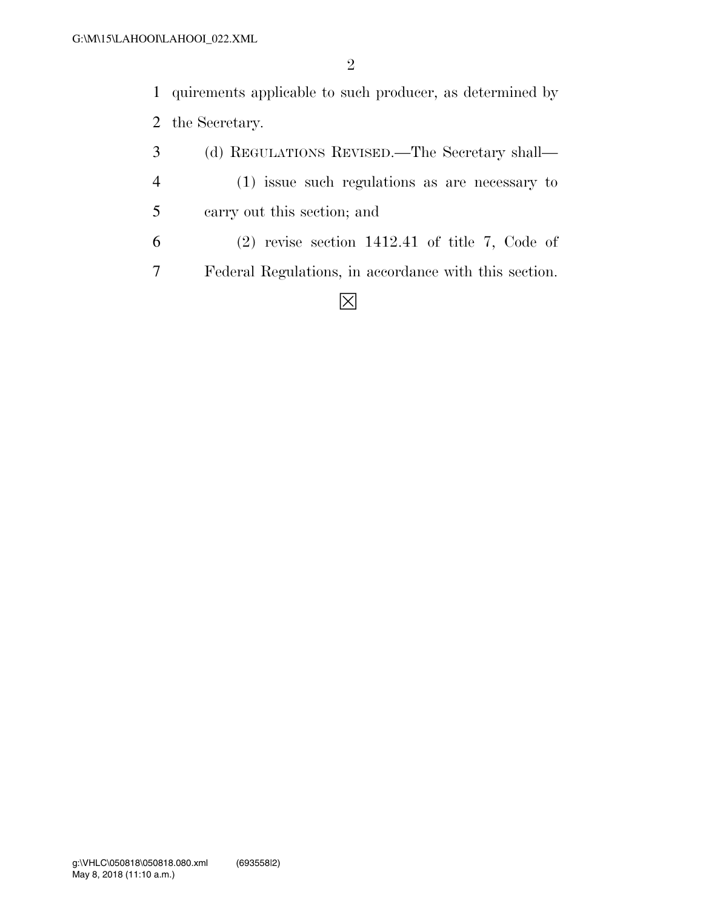quirements applicable to such producer, as determined by the Secretary.

(d) REGULATIONS REVISED.—The Secretary shall—

(1) issue such regulations as are necessary to carry out this section; and

(2) revise section 1412.41 of title 7, Code of Federal Regulations, in accordance with this section.